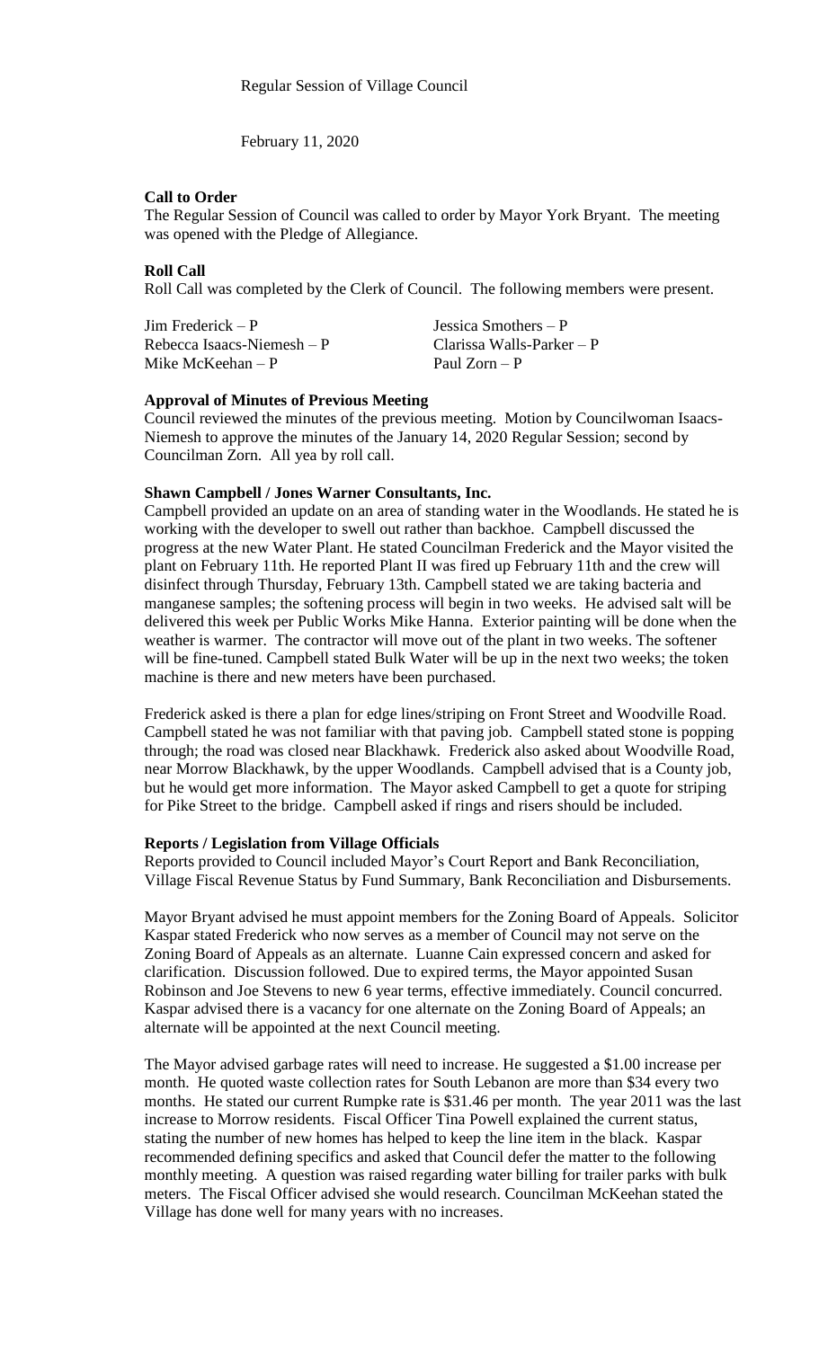Regular Session of Village Council

February 11, 2020

**Call to Order**

The Regular Session of Council was called to order by Mayor York Bryant. The meeting was opened with the Pledge of Allegiance.

**Roll Call**

Roll Call was completed by the Clerk of Council. The following members were present.

| | |
|---|---|
| Jim Frederick – P | Jessica Smothers – P |
| Rebecca Isaacs-Niemesh – P | Clarissa Walls-Parker – P |
| Mike McKeehan – P | Paul Zorn – P |

**Approval of Minutes of Previous Meeting**

Council reviewed the minutes of the previous meeting. Motion by Councilwoman Isaacs-Niemesh to approve the minutes of the January 14, 2020 Regular Session; second by Councilman Zorn. All yea by roll call.

**Shawn Campbell / Jones Warner Consultants, Inc.**

Campbell provided an update on an area of standing water in the Woodlands. He stated he is working with the developer to swell out rather than backhoe. Campbell discussed the progress at the new Water Plant. He stated Councilman Frederick and the Mayor visited the plant on February 11th. He reported Plant II was fired up February 11th and the crew will disinfect through Thursday, February 13th. Campbell stated we are taking bacteria and manganese samples; the softening process will begin in two weeks. He advised salt will be delivered this week per Public Works Mike Hanna. Exterior painting will be done when the weather is warmer. The contractor will move out of the plant in two weeks. The softener will be fine-tuned. Campbell stated Bulk Water will be up in the next two weeks; the token machine is there and new meters have been purchased.

Frederick asked is there a plan for edge lines/striping on Front Street and Woodville Road. Campbell stated he was not familiar with that paving job. Campbell stated stone is popping through; the road was closed near Blackhawk. Frederick also asked about Woodville Road, near Morrow Blackhawk, by the upper Woodlands. Campbell advised that is a County job, but he would get more information. The Mayor asked Campbell to get a quote for striping for Pike Street to the bridge. Campbell asked if rings and risers should be included.

**Reports / Legislation from Village Officials**

Reports provided to Council included Mayor's Court Report and Bank Reconciliation, Village Fiscal Revenue Status by Fund Summary, Bank Reconciliation and Disbursements.

Mayor Bryant advised he must appoint members for the Zoning Board of Appeals. Solicitor Kaspar stated Frederick who now serves as a member of Council may not serve on the Zoning Board of Appeals as an alternate. Luanne Cain expressed concern and asked for clarification. Discussion followed. Due to expired terms, the Mayor appointed Susan Robinson and Joe Stevens to new 6 year terms, effective immediately. Council concurred. Kaspar advised there is a vacancy for one alternate on the Zoning Board of Appeals; an alternate will be appointed at the next Council meeting.

The Mayor advised garbage rates will need to increase. He suggested a $1.00 increase per month. He quoted waste collection rates for South Lebanon are more than $34 every two months. He stated our current Rumpke rate is $31.46 per month. The year 2011 was the last increase to Morrow residents. Fiscal Officer Tina Powell explained the current status, stating the number of new homes has helped to keep the line item in the black. Kaspar recommended defining specifics and asked that Council defer the matter to the following monthly meeting. A question was raised regarding water billing for trailer parks with bulk meters. The Fiscal Officer advised she would research. Councilman McKeehan stated the Village has done well for many years with no increases.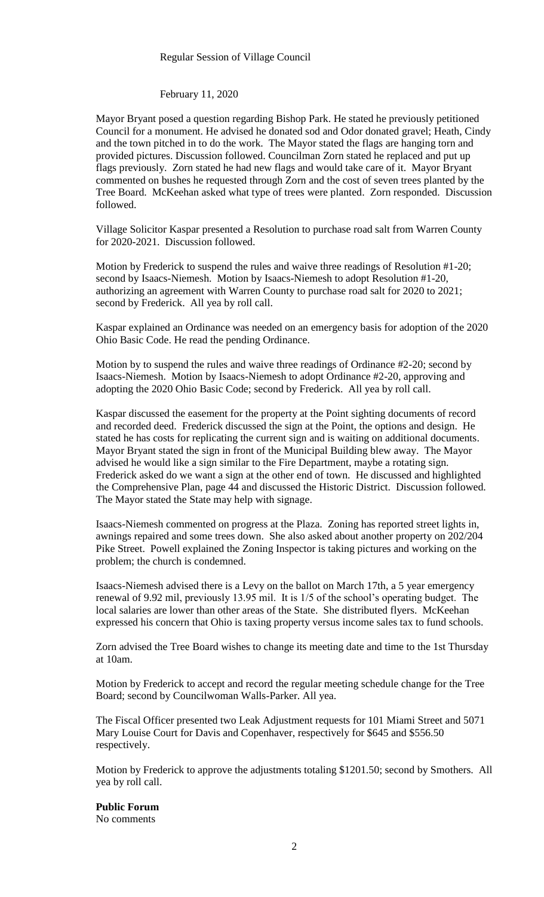Regular Session of Village Council

February 11, 2020

Mayor Bryant posed a question regarding Bishop Park. He stated he previously petitioned Council for a monument. He advised he donated sod and Odor donated gravel; Heath, Cindy and the town pitched in to do the work. The Mayor stated the flags are hanging torn and provided pictures. Discussion followed. Councilman Zorn stated he replaced and put up flags previously. Zorn stated he had new flags and would take care of it. Mayor Bryant commented on bushes he requested through Zorn and the cost of seven trees planted by the Tree Board. McKeehan asked what type of trees were planted. Zorn responded. Discussion followed.

Village Solicitor Kaspar presented a Resolution to purchase road salt from Warren County for 2020-2021. Discussion followed.

Motion by Frederick to suspend the rules and waive three readings of Resolution #1-20; second by Isaacs-Niemesh. Motion by Isaacs-Niemesh to adopt Resolution #1-20, authorizing an agreement with Warren County to purchase road salt for 2020 to 2021; second by Frederick. All yea by roll call.

Kaspar explained an Ordinance was needed on an emergency basis for adoption of the 2020 Ohio Basic Code. He read the pending Ordinance.

Motion by to suspend the rules and waive three readings of Ordinance #2-20; second by Isaacs-Niemesh. Motion by Isaacs-Niemesh to adopt Ordinance #2-20, approving and adopting the 2020 Ohio Basic Code; second by Frederick. All yea by roll call.

Kaspar discussed the easement for the property at the Point sighting documents of record and recorded deed. Frederick discussed the sign at the Point, the options and design. He stated he has costs for replicating the current sign and is waiting on additional documents. Mayor Bryant stated the sign in front of the Municipal Building blew away. The Mayor advised he would like a sign similar to the Fire Department, maybe a rotating sign. Frederick asked do we want a sign at the other end of town. He discussed and highlighted the Comprehensive Plan, page 44 and discussed the Historic District. Discussion followed. The Mayor stated the State may help with signage.

Isaacs-Niemesh commented on progress at the Plaza. Zoning has reported street lights in, awnings repaired and some trees down. She also asked about another property on 202/204 Pike Street. Powell explained the Zoning Inspector is taking pictures and working on the problem; the church is condemned.

Isaacs-Niemesh advised there is a Levy on the ballot on March 17th, a 5 year emergency renewal of 9.92 mil, previously 13.95 mil. It is 1/5 of the school's operating budget. The local salaries are lower than other areas of the State. She distributed flyers. McKeehan expressed his concern that Ohio is taxing property versus income sales tax to fund schools.

Zorn advised the Tree Board wishes to change its meeting date and time to the 1st Thursday at 10am.

Motion by Frederick to accept and record the regular meeting schedule change for the Tree Board; second by Councilwoman Walls-Parker. All yea.

The Fiscal Officer presented two Leak Adjustment requests for 101 Miami Street and 5071 Mary Louise Court for Davis and Copenhaver, respectively for $645 and $556.50 respectively.

Motion by Frederick to approve the adjustments totaling $1201.50; second by Smothers. All yea by roll call.

**Public Forum**
No comments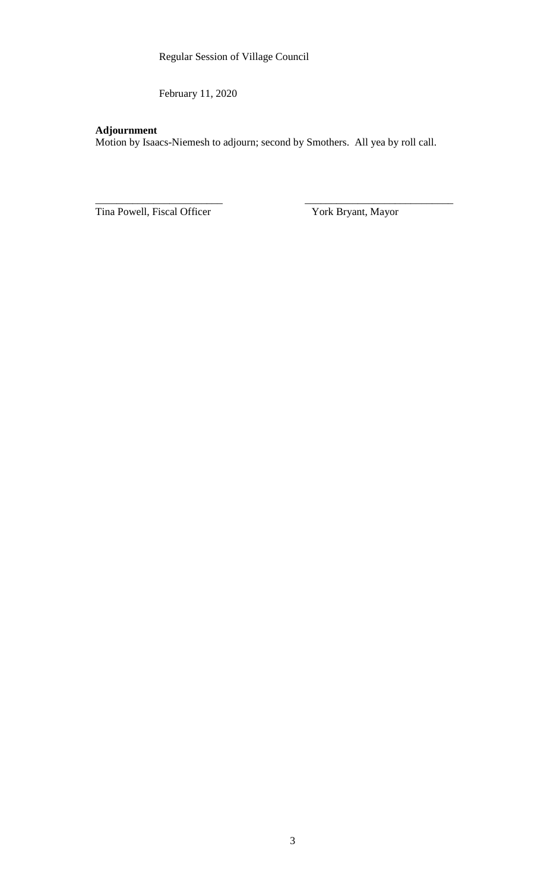Regular Session of Village Council

February 11, 2020

**Adjournment**
Motion by Isaacs-Niemesh to adjourn; second by Smothers. All yea by roll call.

________________________ ____________________________
Tina Powell, Fiscal Officer York Bryant, Mayor